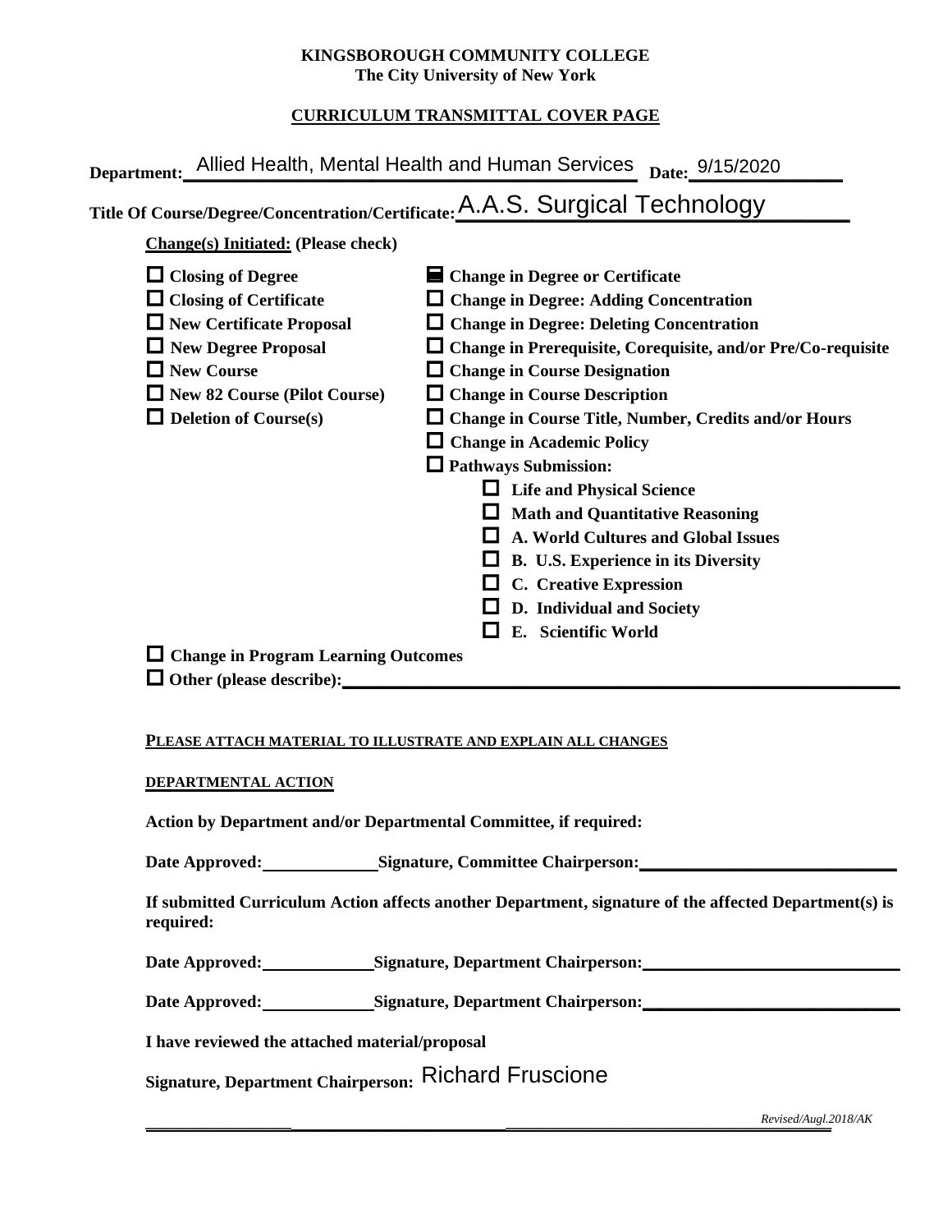**KINGSBOROUGH COMMUNITY COLLEGE**
**The City University of New York**

**CURRICULUM TRANSMITTAL COVER PAGE**

**Department:** Allied Health, Mental Health and Human Services **Date:** 9/15/2020

**Title Of Course/Degree/Concentration/Certificate:** A.A.S. Surgical Technology

**Change(s) Initiated: (Please check)**

- ☐ **Closing of Degree**
- ☐ **Closing of Certificate**
- ☐ **New Certificate Proposal**
- ☐ **New Degree Proposal**
- ☐ **New Course**
- ☐ **New 82 Course (Pilot Course)**
- ☐ **Deletion of Course(s)**
- ■ **Change in Degree or Certificate**
- ☐ **Change in Degree: Adding Concentration**
- ☐ **Change in Degree: Deleting Concentration**
- ☐ **Change in Prerequisite, Corequisite, and/or Pre/Co-requisite**
- ☐ **Change in Course Designation**
- ☐ **Change in Course Description**
- ☐ **Change in Course Title, Number, Credits and/or Hours**
- ☐ **Change in Academic Policy**
- ☐ **Pathways Submission:**
  - ☐ **Life and Physical Science**
  - ☐ **Math and Quantitative Reasoning**
  - ☐ **A. World Cultures and Global Issues**
  - ☐ **B. U.S. Experience in its Diversity**
  - ☐ **C. Creative Expression**
  - ☐ **D. Individual and Society**
  - ☐ **E. Scientific World**
- ☐ **Change in Program Learning Outcomes**
- ☐ **Other (please describe):** \_\_\_\_\_\_\_\_\_\_\_\_\_\_\_\_\_\_\_\_

**PLEASE ATTACH MATERIAL TO ILLUSTRATE AND EXPLAIN ALL CHANGES**

**DEPARTMENTAL ACTION**

**Action by Department and/or Departmental Committee, if required:**

**Date Approved:** \_\_\_\_\_\_\_\_\_\_ **Signature, Committee Chairperson:** \_\_\_\_\_\_\_\_\_\_\_\_\_\_\_\_\_\_\_\_

**If submitted Curriculum Action affects another Department, signature of the affected Department(s) is required:**

**Date Approved:** \_\_\_\_\_\_\_\_\_\_ **Signature, Department Chairperson:** \_\_\_\_\_\_\_\_\_\_\_\_\_\_\_\_\_\_\_\_

**Date Approved:** \_\_\_\_\_\_\_\_\_\_ **Signature, Department Chairperson:** \_\_\_\_\_\_\_\_\_\_\_\_\_\_\_\_\_\_\_\_

**I have reviewed the attached material/proposal**

**Signature, Department Chairperson:** Richard Fruscione

*Revised/Augl.2018/AK*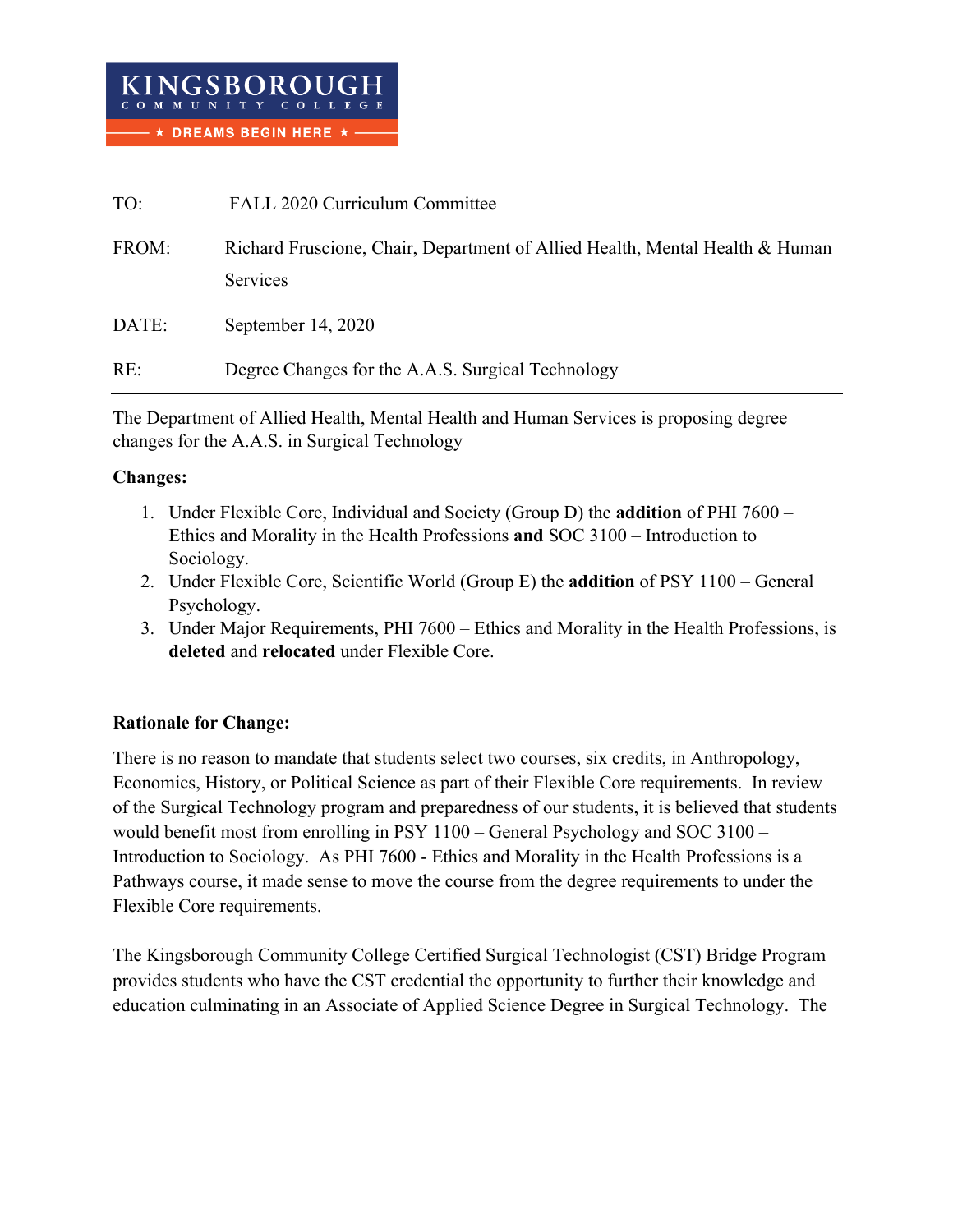KINGSBOROUGH COMMUNITY COLLEGE
★ DREAMS BEGIN HERE ★

TO: FALL 2020 Curriculum Committee

FROM: Richard Fruscione, Chair, Department of Allied Health, Mental Health & Human Services

DATE: September 14, 2020

RE: Degree Changes for the A.A.S. Surgical Technology

---

The Department of Allied Health, Mental Health and Human Services is proposing degree changes for the A.A.S. in Surgical Technology

**Changes:**

1. Under Flexible Core, Individual and Society (Group D) the **addition** of PHI 7600 – Ethics and Morality in the Health Professions **and** SOC 3100 – Introduction to Sociology.
2. Under Flexible Core, Scientific World (Group E) the **addition** of PSY 1100 – General Psychology.
3. Under Major Requirements, PHI 7600 – Ethics and Morality in the Health Professions, is **deleted** and **relocated** under Flexible Core.

**Rationale for Change:**

There is no reason to mandate that students select two courses, six credits, in Anthropology, Economics, History, or Political Science as part of their Flexible Core requirements. In review of the Surgical Technology program and preparedness of our students, it is believed that students would benefit most from enrolling in PSY 1100 – General Psychology and SOC 3100 – Introduction to Sociology. As PHI 7600 - Ethics and Morality in the Health Professions is a Pathways course, it made sense to move the course from the degree requirements to under the Flexible Core requirements.

The Kingsborough Community College Certified Surgical Technologist (CST) Bridge Program provides students who have the CST credential the opportunity to further their knowledge and education culminating in an Associate of Applied Science Degree in Surgical Technology. The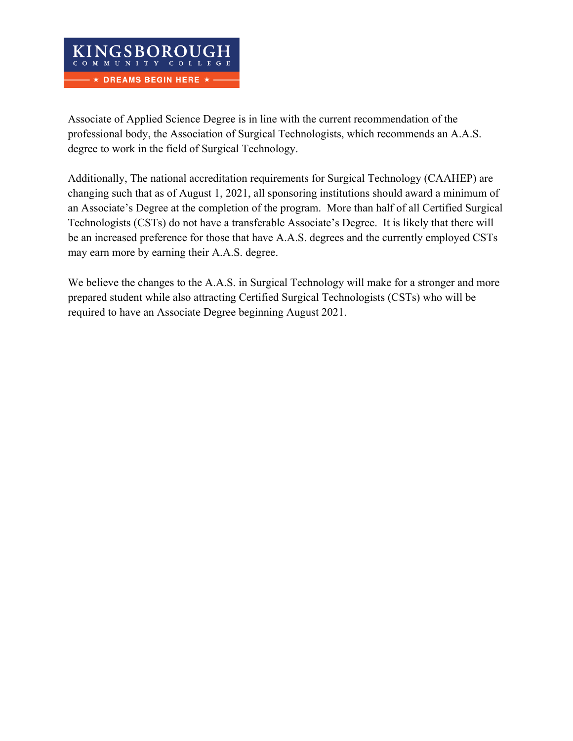Associate of Applied Science Degree is in line with the current recommendation of the professional body, the Association of Surgical Technologists, which recommends an A.A.S. degree to work in the field of Surgical Technology.

Additionally, The national accreditation requirements for Surgical Technology (CAAHEP) are changing such that as of August 1, 2021, all sponsoring institutions should award a minimum of an Associate's Degree at the completion of the program. More than half of all Certified Surgical Technologists (CSTs) do not have a transferable Associate's Degree. It is likely that there will be an increased preference for those that have A.A.S. degrees and the currently employed CSTs may earn more by earning their A.A.S. degree.

We believe the changes to the A.A.S. in Surgical Technology will make for a stronger and more prepared student while also attracting Certified Surgical Technologists (CSTs) who will be required to have an Associate Degree beginning August 2021.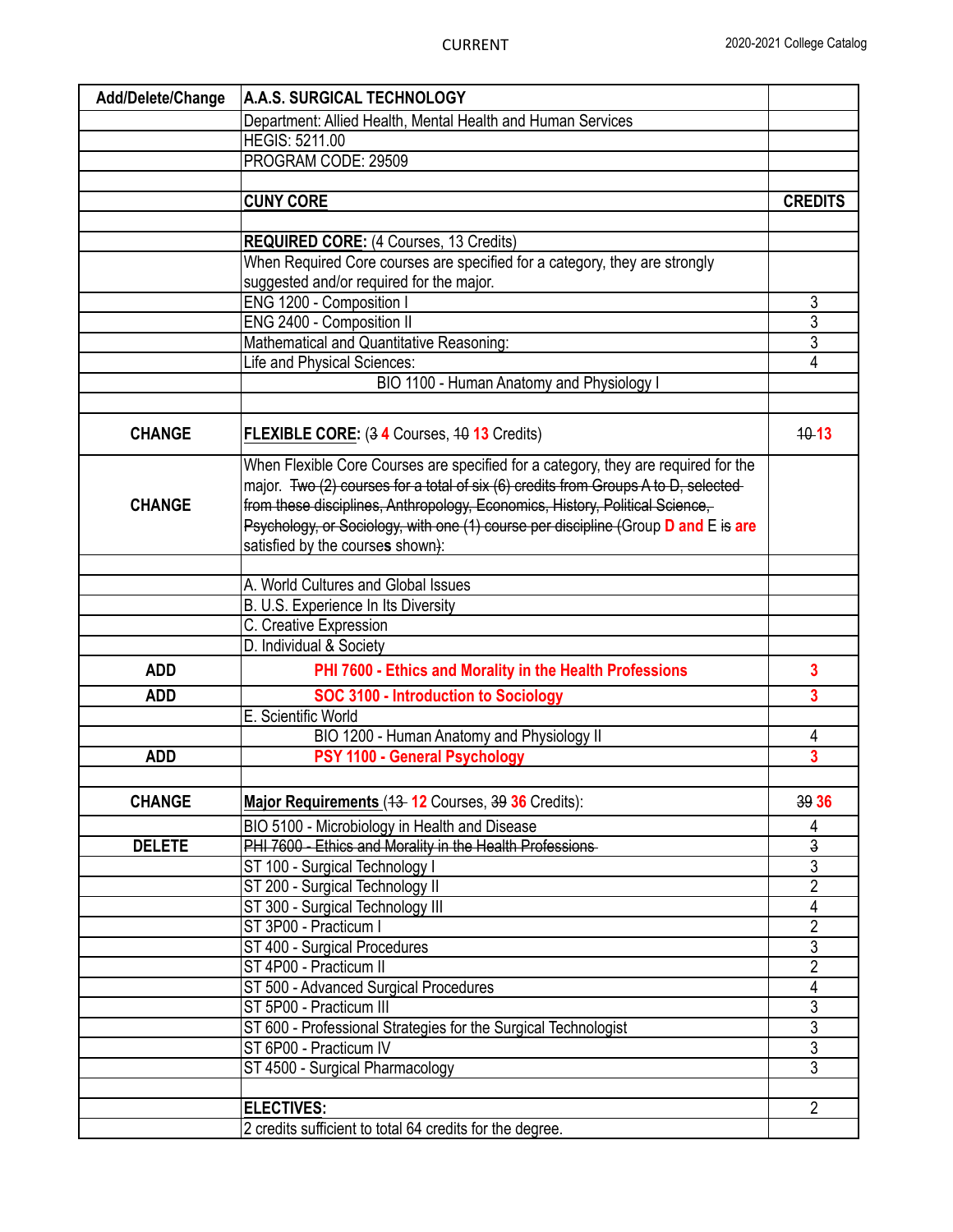CURRENT

| Add/Delete/Change | A.A.S. SURGICAL TECHNOLOGY | |
|---|---|---|
| | Department: Allied Health, Mental Health and Human Services | |
| | HEGIS: 5211.00 | |
| | PROGRAM CODE: 29509 | |
| | | |
| | **CUNY CORE** | **CREDITS** |
| | | |
| | **REQUIRED CORE:** (4 Courses, 13 Credits) | |
| | When Required Core courses are specified for a category, they are strongly suggested and/or required for the major. | |
| | ENG 1200 - Composition I | 3 |
| | ENG 2400 - Composition II | 3 |
| | Mathematical and Quantitative Reasoning: | 3 |
| | Life and Physical Sciences: | 4 |
| | BIO 1100 - Human Anatomy and Physiology I | |
| | | |
| **CHANGE** | **FLEXIBLE CORE:** (~~3~~ **4** Courses, ~~10~~ **13** Credits) | ~~10~~ **13** |
| **CHANGE** | When Flexible Core Courses are specified for a category, they are required for the major. ~~Two (2) courses for a total of six (6) credits from Groups A to D, selected from these disciplines, Anthropology, Economics, History, Political Science, Psychology, or Sociology, with one (1) course per discipline (~~Group **D and** E ~~is~~ **are** satisfied by the course**s** shown~~)~~: | |
| | | |
| | A. World Cultures and Global Issues | |
| | B. U.S. Experience In Its Diversity | |
| | C. Creative Expression | |
| | D. Individual & Society | |
| **ADD** | **PHI 7600 - Ethics and Morality in the Health Professions** | **3** |
| **ADD** | **SOC 3100 - Introduction to Sociology** | **3** |
| | E. Scientific World | |
| | BIO 1200 - Human Anatomy and Physiology II | 4 |
| **ADD** | **PSY 1100 - General Psychology** | **3** |
| | | |
| **CHANGE** | **Major Requirements** (~~13~~ **12** Courses, ~~39~~ **36** Credits): | ~~39~~ **36** |
| | BIO 5100 - Microbiology in Health and Disease | 4 |
| **DELETE** | ~~PHI 7600 - Ethics and Morality in the Health Professions~~ | ~~3~~ |
| | ST 100 - Surgical Technology I | 3 |
| | ST 200 - Surgical Technology II | 2 |
| | ST 300 - Surgical Technology III | 4 |
| | ST 3P00 - Practicum I | 2 |
| | ST 400 - Surgical Procedures | 3 |
| | ST 4P00 - Practicum II | 2 |
| | ST 500 - Advanced Surgical Procedures | 4 |
| | ST 5P00 - Practicum III | 3 |
| | ST 600 - Professional Strategies for the Surgical Technologist | 3 |
| | ST 6P00 - Practicum IV | 3 |
| | ST 4500 - Surgical Pharmacology | 3 |
| | | |
| | **ELECTIVES:** | 2 |
| | 2 credits sufficient to total 64 credits for the degree. | |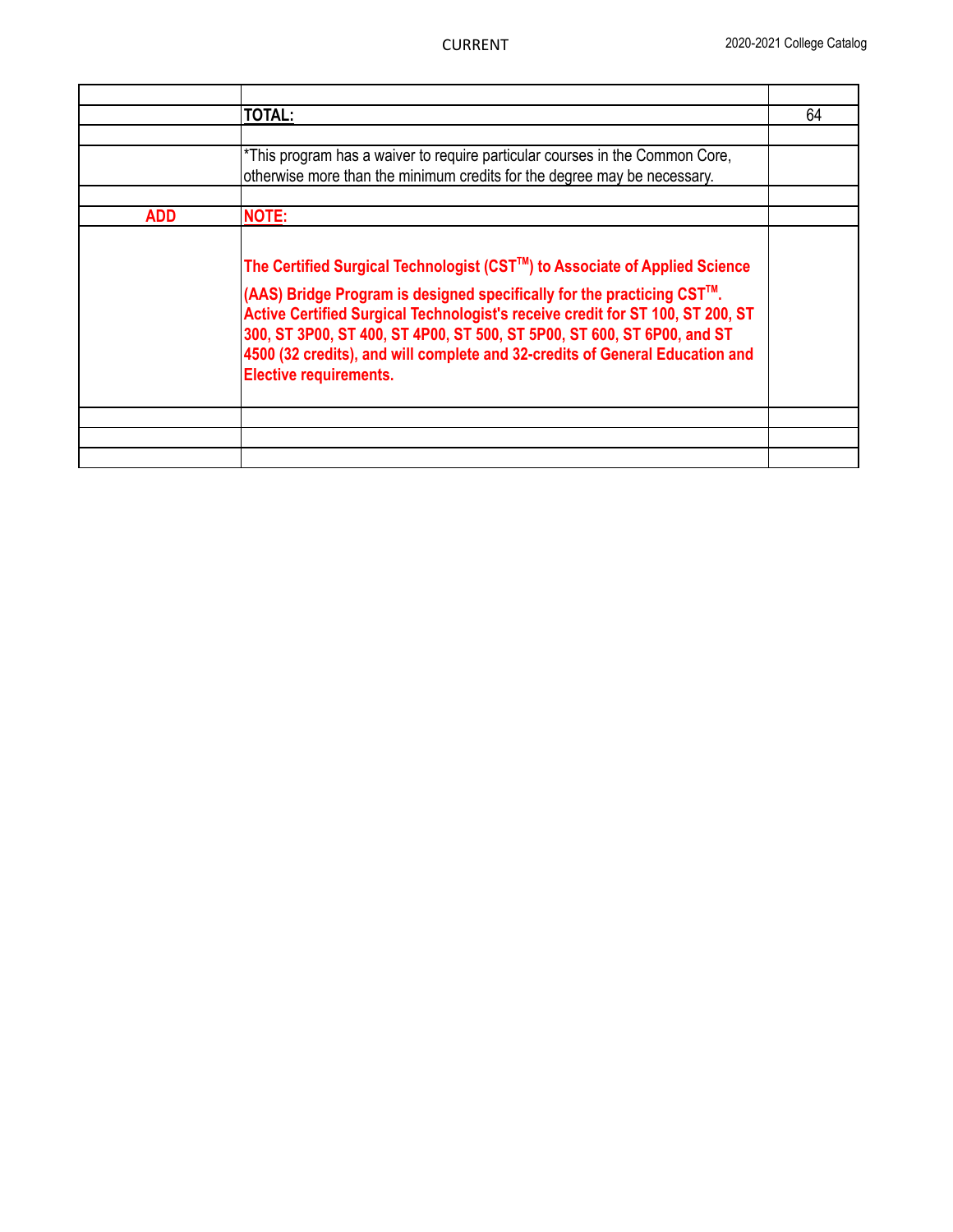| | | |
|---|---|---|
| | | |
| | **TOTAL:** | 64 |
| | | |
| | *This program has a waiver to require particular courses in the Common Core, otherwise more than the minimum credits for the degree may be necessary. | |
| | | |
| **ADD** | **NOTE:** | |
| | **The Certified Surgical Technologist (CST™) to Associate of Applied Science (AAS) Bridge Program is designed specifically for the practicing CST™. Active Certified Surgical Technologist's receive credit for ST 100, ST 200, ST 300, ST 3P00, ST 400, ST 4P00, ST 500, ST 5P00, ST 600, ST 6P00, and ST 4500 (32 credits), and will complete and 32-credits of General Education and Elective requirements.** | |
| | | |
| | | |
| | | |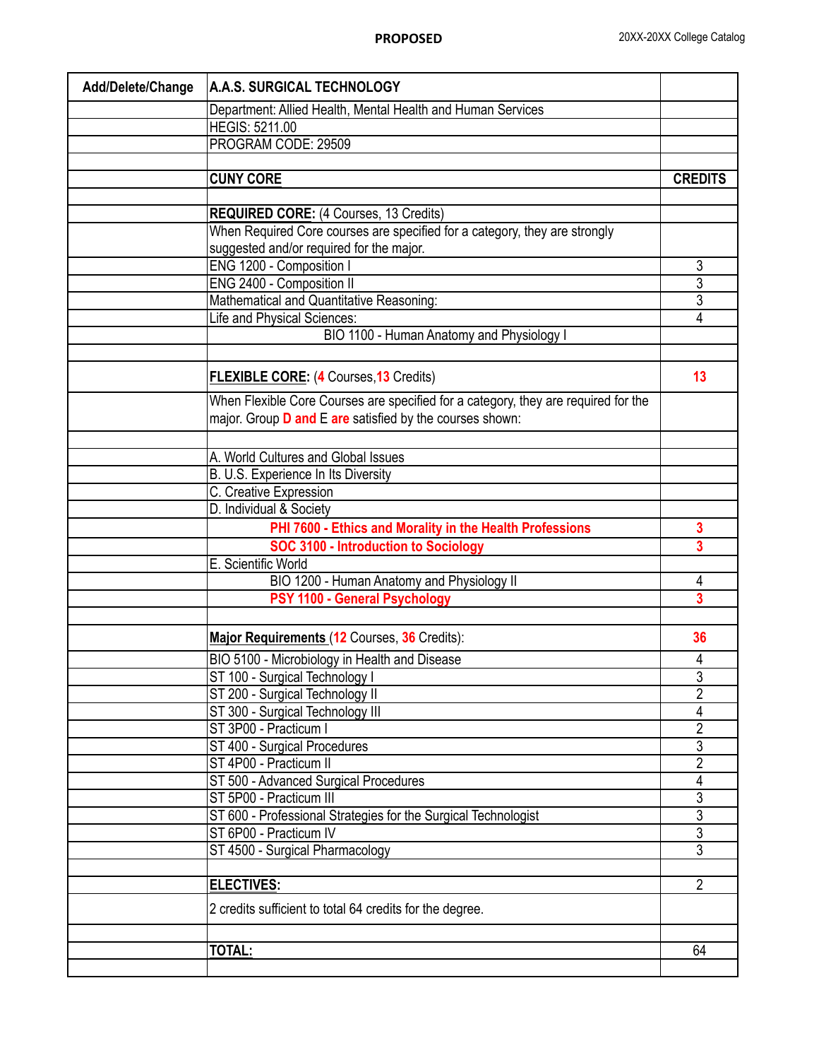**PROPOSED**

| Add/Delete/Change | A.A.S. SURGICAL TECHNOLOGY | |
|---|---|---|
| | Department: Allied Health, Mental Health and Human Services | |
| | HEGIS: 5211.00 | |
| | PROGRAM CODE: 29509 | |
| | | |
| | **CUNY CORE** | **CREDITS** |
| | | |
| | **REQUIRED CORE:** (4 Courses, 13 Credits) | |
| | When Required Core courses are specified for a category, they are strongly suggested and/or required for the major. | |
| | ENG 1200 - Composition I | 3 |
| | ENG 2400 - Composition II | 3 |
| | Mathematical and Quantitative Reasoning: | 3 |
| | Life and Physical Sciences: | 4 |
| | BIO 1100 - Human Anatomy and Physiology I | |
| | | |
| | **FLEXIBLE CORE:** (**4** Courses,**13** Credits) | **13** |
| | When Flexible Core Courses are specified for a category, they are required for the major. Group **D and** E **are** satisfied by the courses shown: | |
| | | |
| | A. World Cultures and Global Issues | |
| | B. U.S. Experience In Its Diversity | |
| | C. Creative Expression | |
| | D. Individual & Society | |
| | **PHI 7600 - Ethics and Morality in the Health Professions** | **3** |
| | **SOC 3100 - Introduction to Sociology** | **3** |
| | E. Scientific World | |
| | BIO 1200 - Human Anatomy and Physiology II | 4 |
| | **PSY 1100 - General Psychology** | **3** |
| | | |
| | **Major Requirements** (**12** Courses, **36** Credits): | **36** |
| | BIO 5100 - Microbiology in Health and Disease | 4 |
| | ST 100 - Surgical Technology I | 3 |
| | ST 200 - Surgical Technology II | 2 |
| | ST 300 - Surgical Technology III | 4 |
| | ST 3P00 - Practicum I | 2 |
| | ST 400 - Surgical Procedures | 3 |
| | ST 4P00 - Practicum II | 2 |
| | ST 500 - Advanced Surgical Procedures | 4 |
| | ST 5P00 - Practicum III | 3 |
| | ST 600 - Professional Strategies for the Surgical Technologist | 3 |
| | ST 6P00 - Practicum IV | 3 |
| | ST 4500 - Surgical Pharmacology | 3 |
| | | |
| | **ELECTIVES:** | 2 |
| | 2 credits sufficient to total 64 credits for the degree. | |
| | | |
| | **TOTAL:** | 64 |
| | | |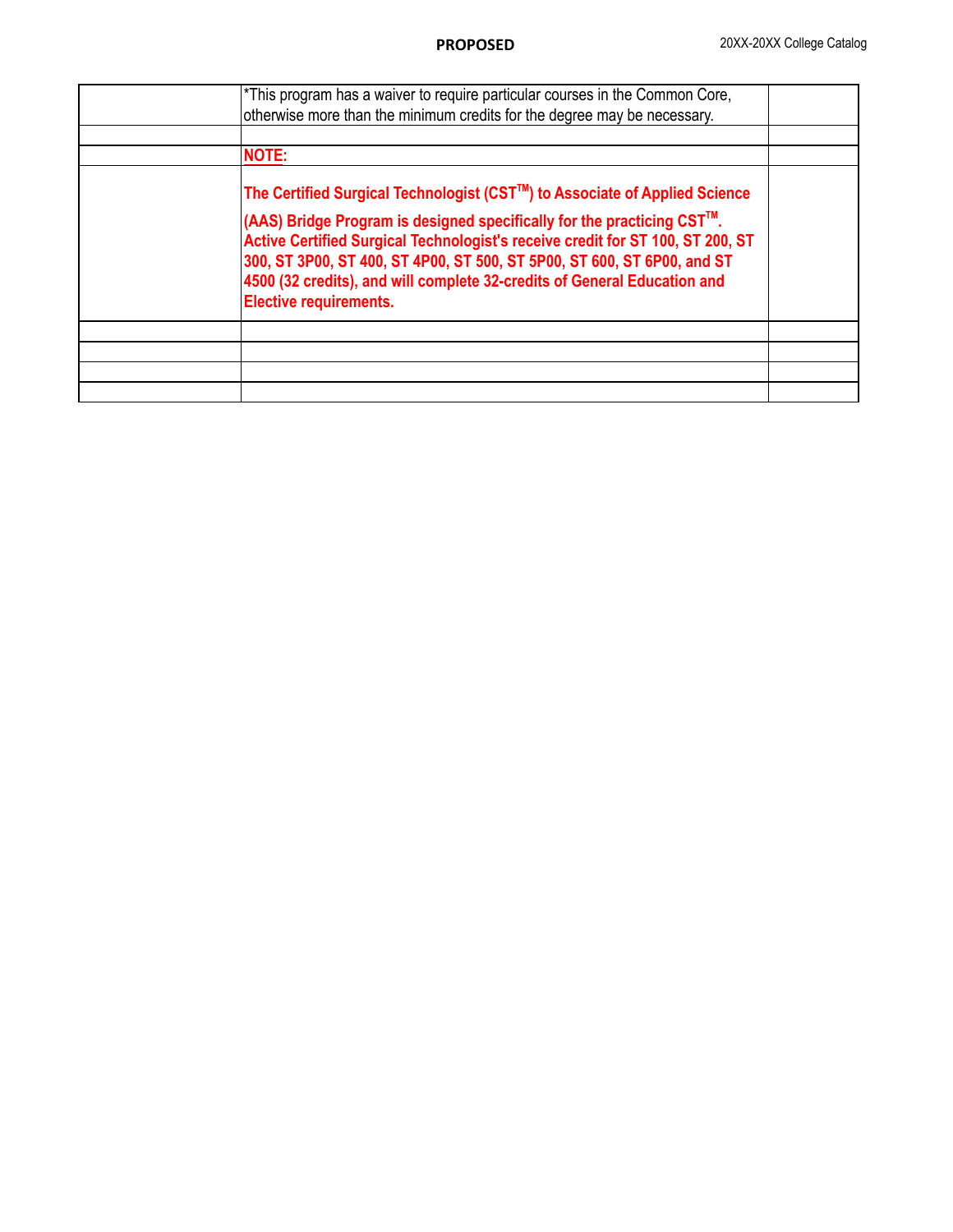| | | |
|---|---|---|
| | *This program has a waiver to require particular courses in the Common Core, otherwise more than the minimum credits for the degree may be necessary. | |
| | | |
| | **NOTE:** | |
| | **The Certified Surgical Technologist (CST™) to Associate of Applied Science (AAS) Bridge Program is designed specifically for the practicing CST™. Active Certified Surgical Technologist's receive credit for ST 100, ST 200, ST 300, ST 3P00, ST 400, ST 4P00, ST 500, ST 5P00, ST 600, ST 6P00, and ST 4500 (32 credits), and will complete 32-credits of General Education and Elective requirements.** | |
| | | |
| | | |
| | | |
| | | |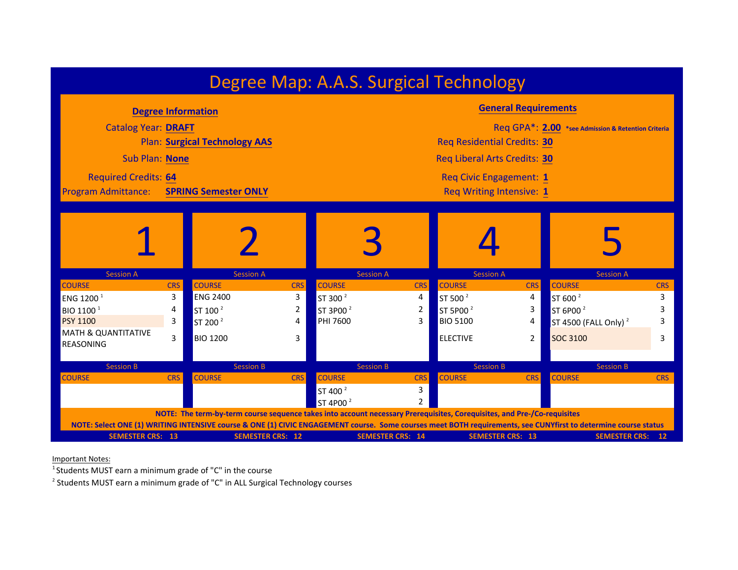# Degree Map: A.A.S. Surgical Technology

**Degree Information**

Catalog Year: **DRAFT**

Plan: **Surgical Technology AAS**

Sub Plan: **None**

Required Credits: **64**

Program Admittance: **SPRING Semester ONLY**

**General Requirements**

Req GPA*: **2.00** *see Admission & Retention Criteria

Req Residential Credits: **30**

Req Liberal Arts Credits: **30**

Req Civic Engagement: **1**

Req Writing Intensive: **1**

## 1

| COURSE | CRS |
|---|---|
| **Session A** | |
| ENG 1200 [1] | 3 |
| BIO 1100 [1] | 4 |
| PSY 1100 | 3 |
| MATH & QUANTITATIVE REASONING | 3 |
| **Session B** | |
| **SEMESTER CRS:** | **13** |

## 2

| COURSE | CRS |
|---|---|
| **Session A** | |
| ENG 2400 | 3 |
| ST 100 [2] | 2 |
| ST 200 [2] | 4 |
| BIO 1200 | 3 |
| **Session B** | |
| **SEMESTER CRS:** | **12** |

## 3

| COURSE | CRS |
|---|---|
| **Session A** | |
| ST 300 [2] | 4 |
| ST 3P00 [2] | 2 |
| PHI 7600 | 3 |
| **Session B** | |
| ST 400 [2] | 3 |
| ST 4P00 [2] | 2 |
| **SEMESTER CRS:** | **14** |

## 4

| COURSE | CRS |
|---|---|
| **Session A** | |
| ST 500 [2] | 4 |
| ST 5P00 [2] | 3 |
| BIO 5100 | 4 |
| ELECTIVE | 2 |
| **Session B** | |
| **SEMESTER CRS:** | **13** |

## 5

| COURSE | CRS |
|---|---|
| **Session A** | |
| ST 600 [2] | 3 |
| ST 6P00 [2] | 3 |
| ST 4500 (FALL Only) [2] | 3 |
| SOC 3100 | 3 |
| **Session B** | |
| **SEMESTER CRS:** | **12** |

**NOTE: The term-by-term course sequence takes into account necessary Prerequisites, Corequisites, and Pre-/Co-requisites**

**NOTE: Select ONE (1) WRITING INTENSIVE course & ONE (1) CIVIC ENGAGEMENT course. Some courses meet BOTH requirements, see CUNYfirst to determine course status**

Important Notes:

[1] Students MUST earn a minimum grade of "C" in the course

[2] Students MUST earn a minimum grade of "C" in ALL Surgical Technology courses